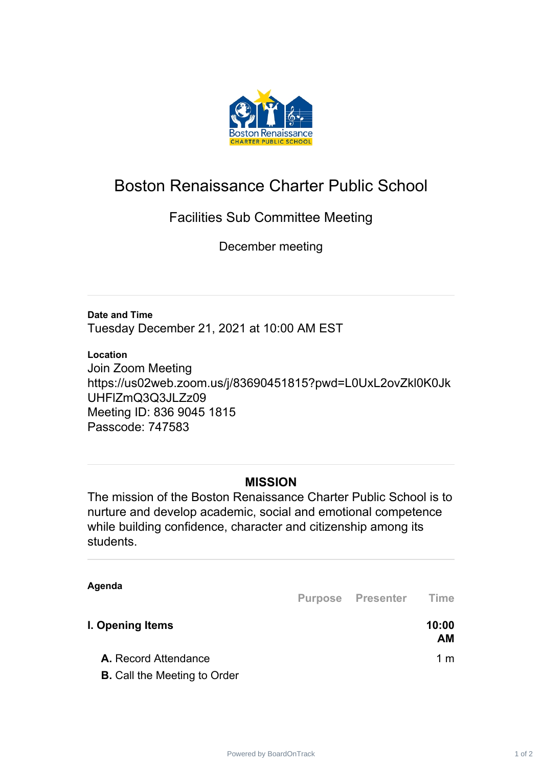# Boston Renaissance Charter Public School

## Facilities Sub Committee Meeting

December meeting

---

**Date and Time**

Tuesday December 21, 2021 at 10:00 AM EST

**Location**

Join Zoom Meeting
https://us02web.zoom.us/j/83690451815?pwd=L0UxL2ovZkl0K0JkUHFlZmQ3Q3JLZz09
Meeting ID: 836 9045 1815
Passcode: 747583

---

## MISSION

The mission of the Boston Renaissance Charter Public School is to nurture and develop academic, social and emotional competence while building confidence, character and citizenship among its students.

---

**Agenda**

| | Purpose | Presenter | Time |
|---|---|---|---|
| **I. Opening Items** | | | **10:00 AM** |
| **A.** Record Attendance | | | 1 m |
| **B.** Call the Meeting to Order | | | |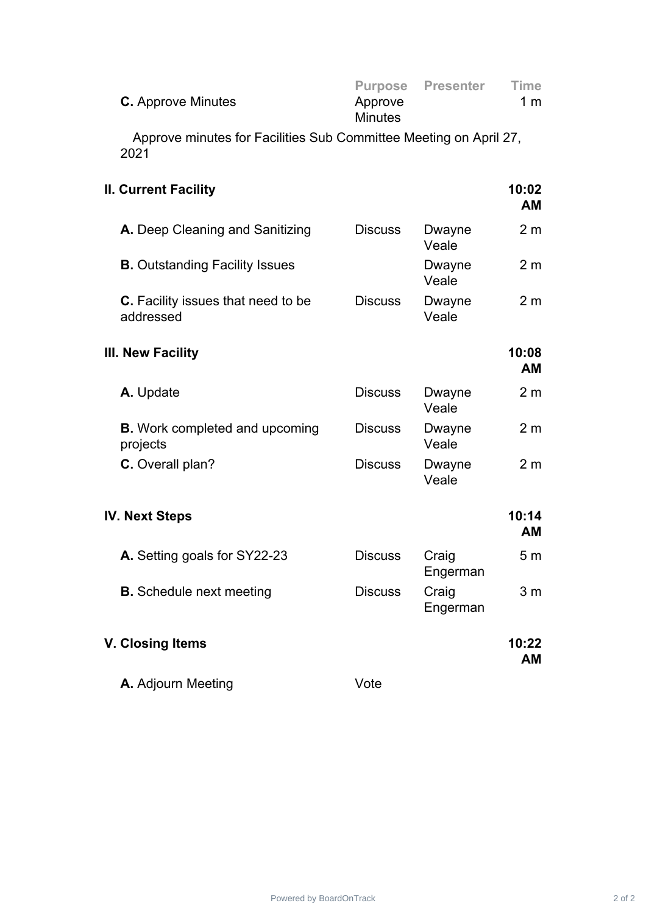| | Purpose | Presenter | Time |
|---|---|---|---|
| **C.** Approve Minutes | Approve Minutes | | 1 m |

Approve minutes for Facilities Sub Committee Meeting on April 27, 2021

| | Purpose | Presenter | Time |
|---|---|---|---|
| **II. Current Facility** | | | **10:02 AM** |
| **A.** Deep Cleaning and Sanitizing | Discuss | Dwayne Veale | 2 m |
| **B.** Outstanding Facility Issues | | Dwayne Veale | 2 m |
| **C.** Facility issues that need to be addressed | Discuss | Dwayne Veale | 2 m |
| **III. New Facility** | | | **10:08 AM** |
| **A.** Update | Discuss | Dwayne Veale | 2 m |
| **B.** Work completed and upcoming projects | Discuss | Dwayne Veale | 2 m |
| **C.** Overall plan? | Discuss | Dwayne Veale | 2 m |
| **IV. Next Steps** | | | **10:14 AM** |
| **A.** Setting goals for SY22-23 | Discuss | Craig Engerman | 5 m |
| **B.** Schedule next meeting | Discuss | Craig Engerman | 3 m |
| **V. Closing Items** | | | **10:22 AM** |
| **A.** Adjourn Meeting | Vote | | |

Powered by BoardOnTrack